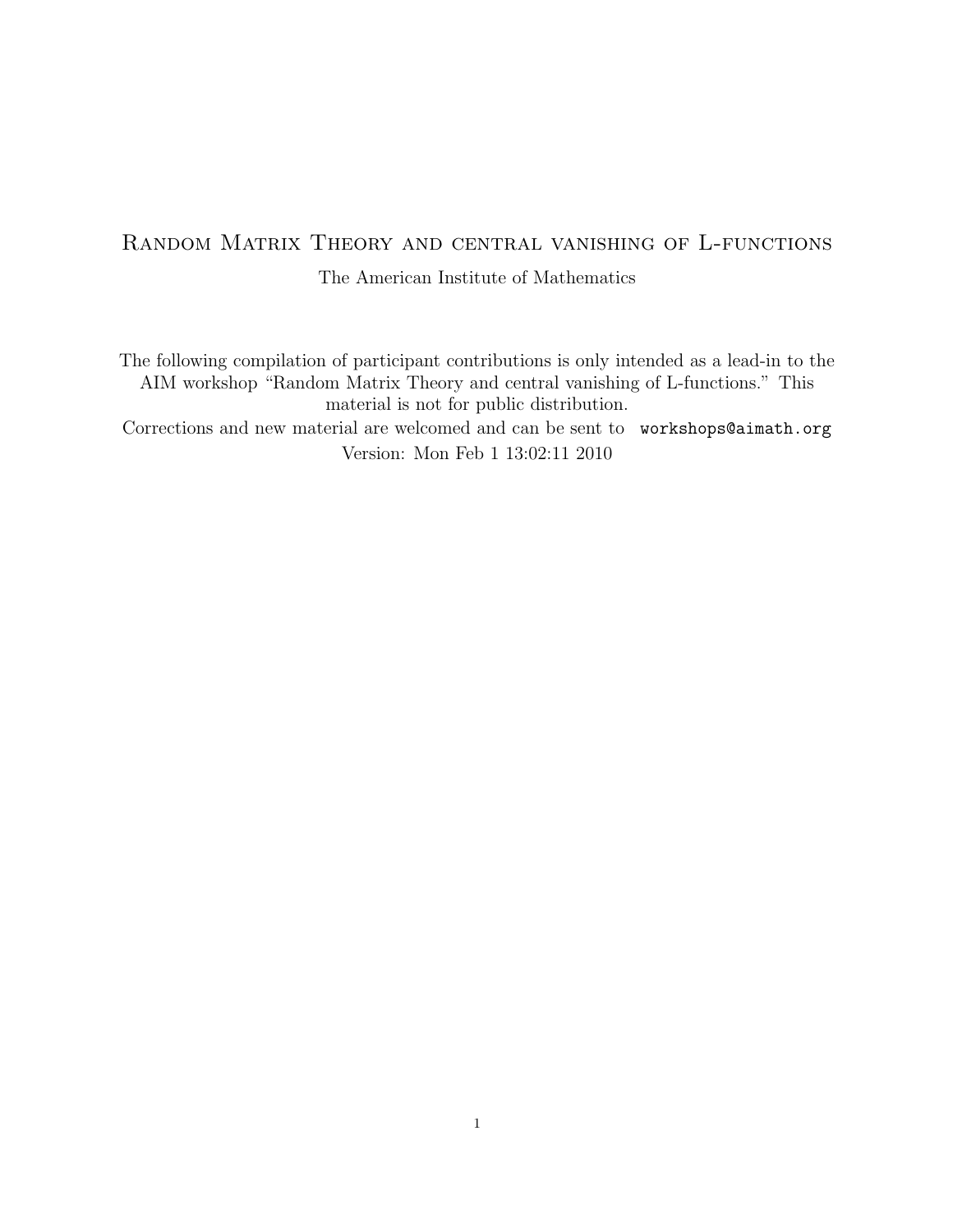# Random Matrix Theory and central vanishing of L-functions

The American Institute of Mathematics

The following compilation of participant contributions is only intended as a lead-in to the AIM workshop "Random Matrix Theory and central vanishing of L-functions." This material is not for public distribution.

Corrections and new material are welcomed and can be sent to workshops@aimath.org

Version: Mon Feb 1 13:02:11 2010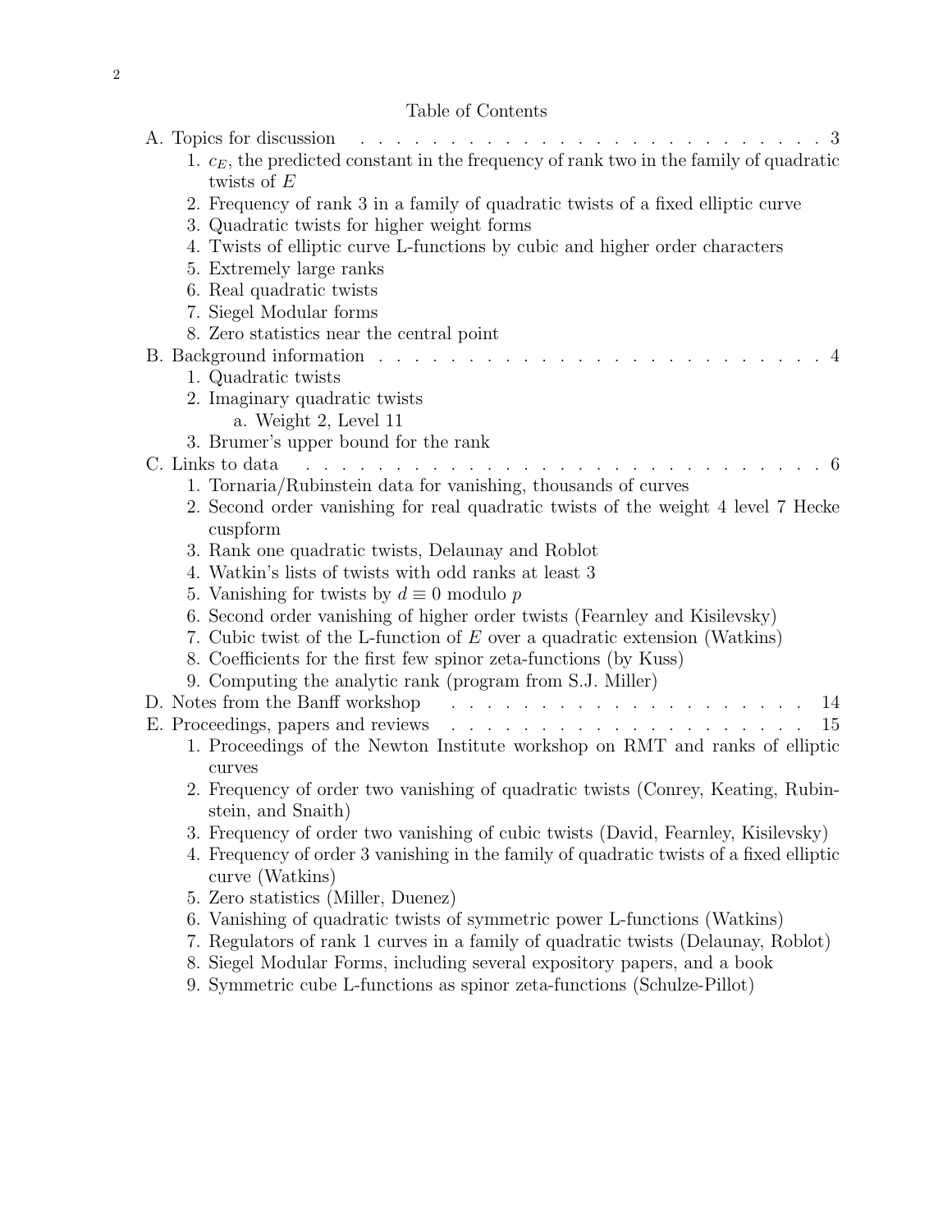## Table of Contents

A. Topics for discussion . . . . . . . . . . 3

1. $c_E$, the predicted constant in the frequency of rank two in the family of quadratic twists of $E$
2. Frequency of rank 3 in a family of quadratic twists of a fixed elliptic curve
3. Quadratic twists for higher weight forms
4. Twists of elliptic curve L-functions by cubic and higher order characters
5. Extremely large ranks
6. Real quadratic twists
7. Siegel Modular forms
8. Zero statistics near the central point

B. Background information . . . . . . . . . . 4

1. Quadratic twists
2. Imaginary quadratic twists
    a. Weight 2, Level 11
3. Brumer's upper bound for the rank

C. Links to data . . . . . . . . . . 6

1. Tornaria/Rubinstein data for vanishing, thousands of curves
2. Second order vanishing for real quadratic twists of the weight 4 level 7 Hecke cuspform
3. Rank one quadratic twists, Delaunay and Roblot
4. Watkin's lists of twists with odd ranks at least 3
5. Vanishing for twists by $d \equiv 0$ modulo $p$
6. Second order vanishing of higher order twists (Fearnley and Kisilevsky)
7. Cubic twist of the L-function of $E$ over a quadratic extension (Watkins)
8. Coefficients for the first few spinor zeta-functions (by Kuss)
9. Computing the analytic rank (program from S.J. Miller)

D. Notes from the Banff workshop . . . . . . . . . . 14

E. Proceedings, papers and reviews . . . . . . . . . . 15

1. Proceedings of the Newton Institute workshop on RMT and ranks of elliptic curves
2. Frequency of order two vanishing of quadratic twists (Conrey, Keating, Rubinstein, and Snaith)
3. Frequency of order two vanishing of cubic twists (David, Fearnley, Kisilevsky)
4. Frequency of order 3 vanishing in the family of quadratic twists of a fixed elliptic curve (Watkins)
5. Zero statistics (Miller, Duenez)
6. Vanishing of quadratic twists of symmetric power L-functions (Watkins)
7. Regulators of rank 1 curves in a family of quadratic twists (Delaunay, Roblot)
8. Siegel Modular Forms, including several expository papers, and a book
9. Symmetric cube L-functions as spinor zeta-functions (Schulze-Pillot)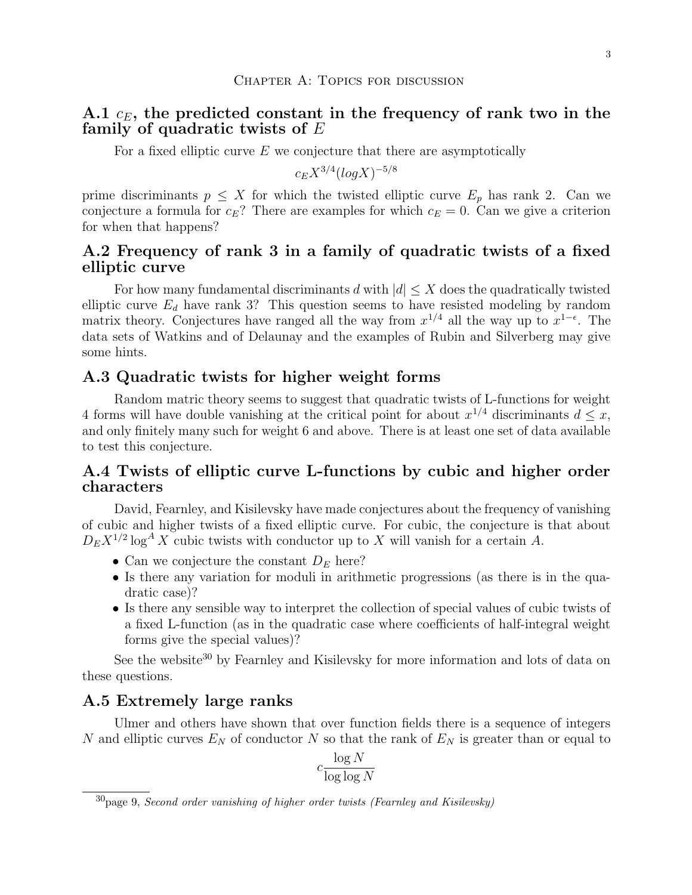# Chapter A: Topics for discussion

## A.1 $c_E$, the predicted constant in the frequency of rank two in the family of quadratic twists of $E$

For a fixed elliptic curve $E$ we conjecture that there are asymptotically

$$c_E X^{3/4}(logX)^{-5/8}$$

prime discriminants $p \leq X$ for which the twisted elliptic curve $E_p$ has rank 2. Can we conjecture a formula for $c_E$? There are examples for which $c_E = 0$. Can we give a criterion for when that happens?

## A.2 Frequency of rank 3 in a family of quadratic twists of a fixed elliptic curve

For how many fundamental discriminants $d$ with $|d| \leq X$ does the quadratically twisted elliptic curve $E_d$ have rank 3? This question seems to have resisted modeling by random matrix theory. Conjectures have ranged all the way from $x^{1/4}$ all the way up to $x^{1-\epsilon}$. The data sets of Watkins and of Delaunay and the examples of Rubin and Silverberg may give some hints.

## A.3 Quadratic twists for higher weight forms

Random matric theory seems to suggest that quadratic twists of L-functions for weight 4 forms will have double vanishing at the critical point for about $x^{1/4}$ discriminants $d \leq x$, and only finitely many such for weight 6 and above. There is at least one set of data available to test this conjecture.

## A.4 Twists of elliptic curve L-functions by cubic and higher order characters

David, Fearnley, and Kisilevsky have made conjectures about the frequency of vanishing of cubic and higher twists of a fixed elliptic curve. For cubic, the conjecture is that about $D_E X^{1/2} \log^A X$ cubic twists with conductor up to $X$ will vanish for a certain $A$.

- Can we conjecture the constant $D_E$ here?
- Is there any variation for moduli in arithmetic progressions (as there is in the quadratic case)?
- Is there any sensible way to interpret the collection of special values of cubic twists of a fixed L-function (as in the quadratic case where coefficients of half-integral weight forms give the special values)?

See the website[30] by Fearnley and Kisilevsky for more information and lots of data on these questions.

## A.5 Extremely large ranks

Ulmer and others have shown that over function fields there is a sequence of integers $N$ and elliptic curves $E_N$ of conductor $N$ so that the rank of $E_N$ is greater than or equal to

$$c\frac{\log N}{\log \log N}$$

[30] page 9, *Second order vanishing of higher order twists (Fearnley and Kisilevsky)*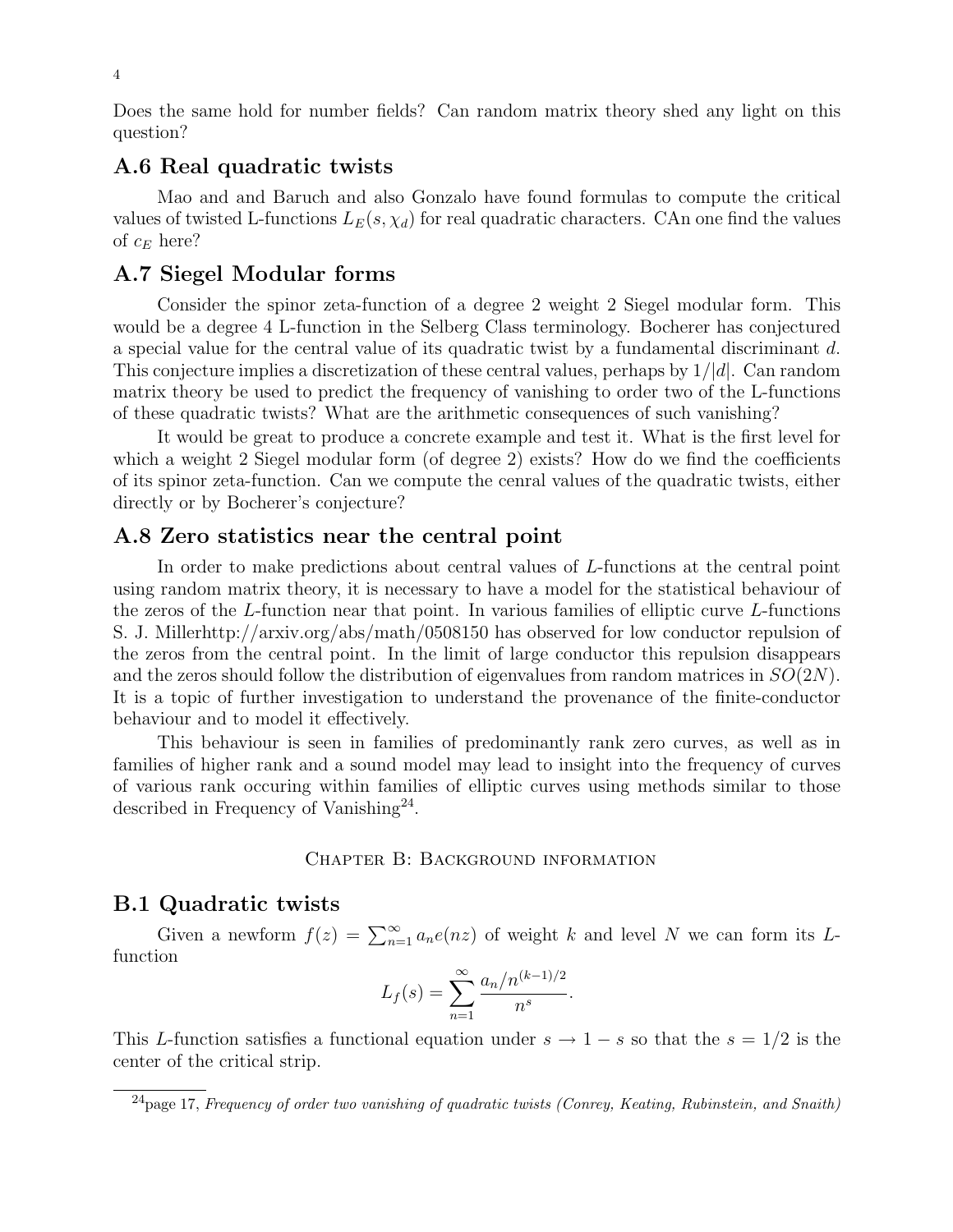Does the same hold for number fields? Can random matrix theory shed any light on this question?

## A.6 Real quadratic twists

Mao and and Baruch and also Gonzalo have found formulas to compute the critical values of twisted L-functions $L_E(s, \chi_d)$ for real quadratic characters. CAn one find the values of $c_E$ here?

## A.7 Siegel Modular forms

Consider the spinor zeta-function of a degree 2 weight 2 Siegel modular form. This would be a degree 4 L-function in the Selberg Class terminology. Bocherer has conjectured a special value for the central value of its quadratic twist by a fundamental discriminant $d$. This conjecture implies a discretization of these central values, perhaps by $1/|d|$. Can random matrix theory be used to predict the frequency of vanishing to order two of the L-functions of these quadratic twists? What are the arithmetic consequences of such vanishing?

It would be great to produce a concrete example and test it. What is the first level for which a weight 2 Siegel modular form (of degree 2) exists? How do we find the coefficients of its spinor zeta-function. Can we compute the cenral values of the quadratic twists, either directly or by Bocherer's conjecture?

## A.8 Zero statistics near the central point

In order to make predictions about central values of $L$-functions at the central point using random matrix theory, it is necessary to have a model for the statistical behaviour of the zeros of the $L$-function near that point. In various families of elliptic curve $L$-functions S. J. Millerhttp://arxiv.org/abs/math/0508150 has observed for low conductor repulsion of the zeros from the central point. In the limit of large conductor this repulsion disappears and the zeros should follow the distribution of eigenvalues from random matrices in $SO(2N)$. It is a topic of further investigation to understand the provenance of the finite-conductor behaviour and to model it effectively.

This behaviour is seen in families of predominantly rank zero curves, as well as in families of higher rank and a sound model may lead to insight into the frequency of curves of various rank occuring within families of elliptic curves using methods similar to those described in Frequency of Vanishing[24].

# Chapter B: Background information

## B.1 Quadratic twists

Given a newform $f(z) = \sum_{n=1}^{\infty} a_n e(nz)$ of weight $k$ and level $N$ we can form its $L$-function

$$L_f(s) = \sum_{n=1}^{\infty} \frac{a_n/n^{(k-1)/2}}{n^s}.$$

This $L$-function satisfies a functional equation under $s \to 1-s$ so that the $s = 1/2$ is the center of the critical strip.

---

[24] page 17, *Frequency of order two vanishing of quadratic twists (Conrey, Keating, Rubinstein, and Snaith)*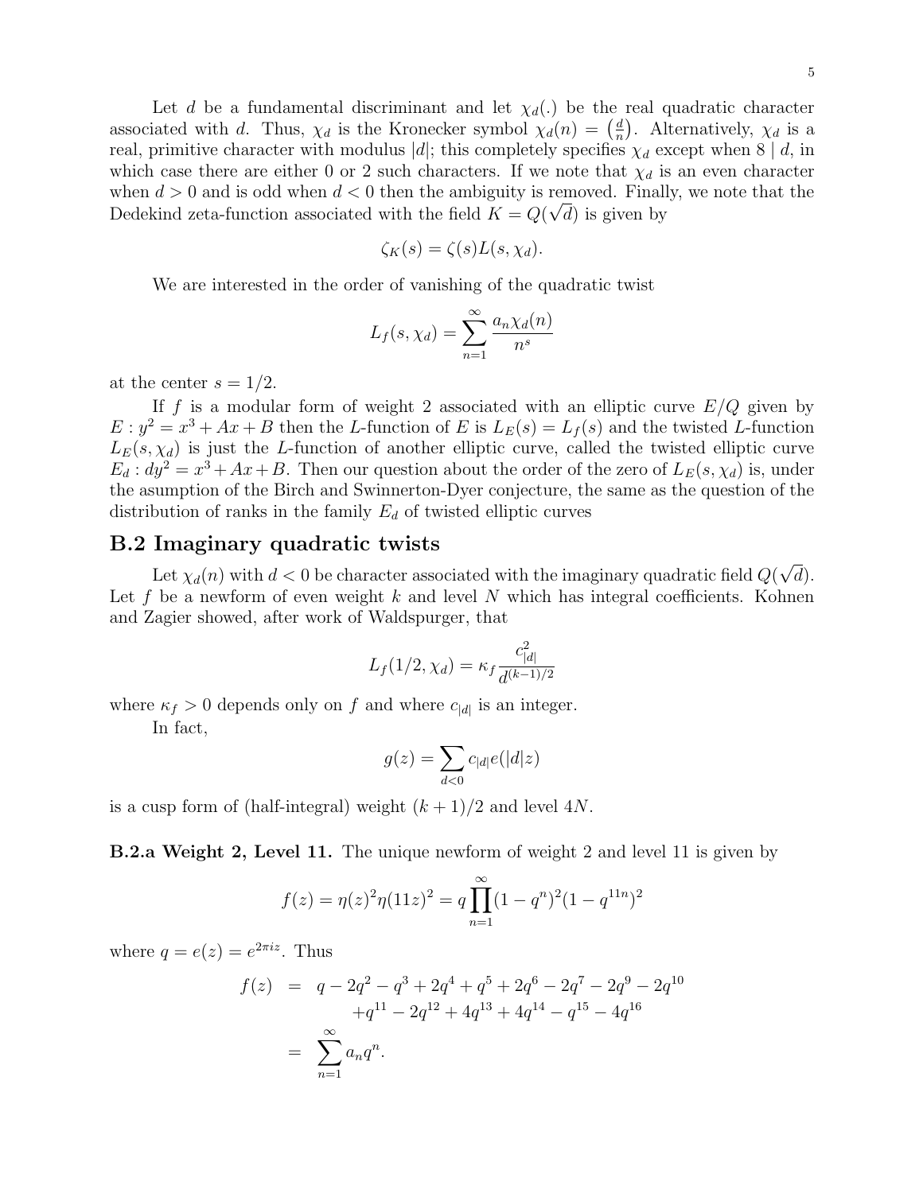Let $d$ be a fundamental discriminant and let $\chi_d(.)$ be the real quadratic character associated with $d$. Thus, $\chi_d$ is the Kronecker symbol $\chi_d(n) = \left(\frac{d}{n}\right)$. Alternatively, $\chi_d$ is a real, primitive character with modulus $|d|$; this completely specifies $\chi_d$ except when $8 \mid d$, in which case there are either 0 or 2 such characters. If we note that $\chi_d$ is an even character when $d > 0$ and is odd when $d < 0$ then the ambiguity is removed. Finally, we note that the Dedekind zeta-function associated with the field $K = Q(\sqrt{d})$ is given by

$$\zeta_K(s) = \zeta(s) L(s, \chi_d).$$

We are interested in the order of vanishing of the quadratic twist

$$L_f(s, \chi_d) = \sum_{n=1}^{\infty} \frac{a_n \chi_d(n)}{n^s}$$

at the center $s = 1/2$.

If $f$ is a modular form of weight 2 associated with an elliptic curve $E/Q$ given by $E: y^2 = x^3 + Ax + B$ then the $L$-function of $E$ is $L_E(s) = L_f(s)$ and the twisted $L$-function $L_E(s, \chi_d)$ is just the $L$-function of another elliptic curve, called the twisted elliptic curve $E_d: dy^2 = x^3 + Ax + B$. Then our question about the order of the zero of $L_E(s, \chi_d)$ is, under the asumption of the Birch and Swinnerton-Dyer conjecture, the same as the question of the distribution of ranks in the family $E_d$ of twisted elliptic curves

## B.2 Imaginary quadratic twists

Let $\chi_d(n)$ with $d < 0$ be character associated with the imaginary quadratic field $Q(\sqrt{d})$. Let $f$ be a newform of even weight $k$ and level $N$ which has integral coefficients. Kohnen and Zagier showed, after work of Waldspurger, that

$$L_f(1/2, \chi_d) = \kappa_f \frac{c_{|d|}^2}{d^{(k-1)/2}}$$

where $\kappa_f > 0$ depends only on $f$ and where $c_{|d|}$ is an integer.

In fact,

$$g(z) = \sum_{d<0} c_{|d|} e(|d| z)$$

is a cusp form of (half-integral) weight $(k+1)/2$ and level $4N$.

**B.2.a Weight 2, Level 11.** The unique newform of weight 2 and level 11 is given by

$$f(z) = \eta(z)^2 \eta(11z)^2 = q \prod_{n=1}^{\infty} (1 - q^n)^2 (1 - q^{11n})^2$$

where $q = e(z) = e^{2\pi i z}$. Thus

$$\begin{aligned} f(z) &= q - 2q^2 - q^3 + 2q^4 + q^5 + 2q^6 - 2q^7 - 2q^9 - 2q^{10} \\ &\quad + q^{11} - 2q^{12} + 4q^{13} + 4q^{14} - q^{15} - 4q^{16} \\ &= \sum_{n=1}^{\infty} a_n q^n. \end{aligned}$$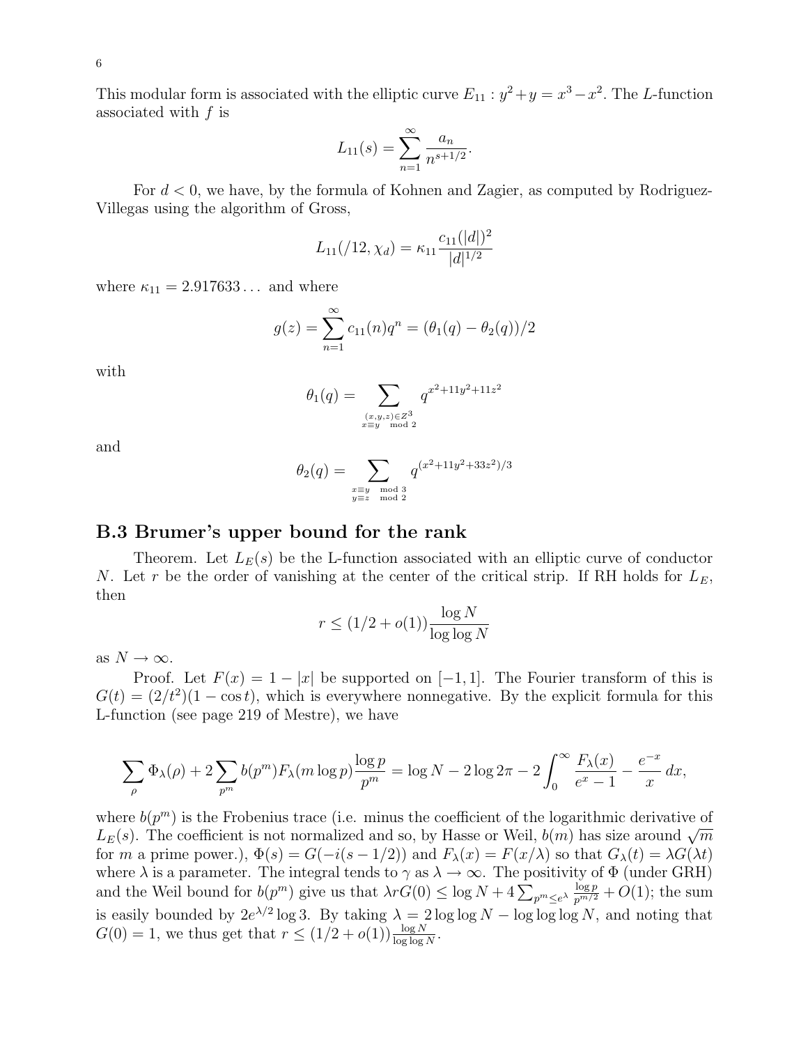This modular form is associated with the elliptic curve $E_{11}: y^2 + y = x^3 - x^2$. The $L$-function associated with $f$ is

$$L_{11}(s) = \sum_{n=1}^{\infty} \frac{a_n}{n^{s+1/2}}.$$

For $d < 0$, we have, by the formula of Kohnen and Zagier, as computed by Rodriguez-Villegas using the algorithm of Gross,

$$L_{11}(/12, \chi_d) = \kappa_{11} \frac{c_{11}(|d|)^2}{|d|^{1/2}}$$

where $\kappa_{11} = 2.917633\ldots$ and where

$$g(z) = \sum_{n=1}^{\infty} c_{11}(n) q^n = (\theta_1(q) - \theta_2(q))/2$$

with

$$\theta_1(q) = \sum_{\substack{(x,y,z) \in Z^3 \\ x \equiv y \mod 2}} q^{x^2 + 11y^2 + 11z^2}$$

and

$$\theta_2(q) = \sum_{\substack{x \equiv y \mod 3 \\ y \equiv z \mod 2}} q^{(x^2 + 11y^2 + 33z^2)/3}$$

## B.3 Brumer's upper bound for the rank

Theorem. Let $L_E(s)$ be the L-function associated with an elliptic curve of conductor $N$. Let $r$ be the order of vanishing at the center of the critical strip. If RH holds for $L_E$, then

$$r \leq (1/2 + o(1)) \frac{\log N}{\log \log N}$$

as $N \to \infty$.

Proof. Let $F(x) = 1 - |x|$ be supported on $[-1, 1]$. The Fourier transform of this is $G(t) = (2/t^2)(1 - \cos t)$, which is everywhere nonnegative. By the explicit formula for this L-function (see page 219 of Mestre), we have

$$\sum_{\rho} \Phi_\lambda(\rho) + 2 \sum_{p^m} b(p^m) F_\lambda(m \log p) \frac{\log p}{p^m} = \log N - 2 \log 2\pi - 2 \int_0^\infty \frac{F_\lambda(x)}{e^x - 1} - \frac{e^{-x}}{x} \, dx,$$

where $b(p^m)$ is the Frobenius trace (i.e. minus the coefficient of the logarithmic derivative of $L_E(s)$. The coefficient is not normalized and so, by Hasse or Weil, $b(m)$ has size around $\sqrt{m}$ for $m$ a prime power.), $\Phi(s) = G(-i(s - 1/2))$ and $F_\lambda(x) = F(x/\lambda)$ so that $G_\lambda(t) = \lambda G(\lambda t)$ where $\lambda$ is a parameter. The integral tends to $\gamma$ as $\lambda \to \infty$. The positivity of $\Phi$ (under GRH) and the Weil bound for $b(p^m)$ give us that $\lambda r G(0) \leq \log N + 4 \sum_{p^m \leq e^\lambda} \frac{\log p}{p^{m/2}} + O(1)$; the sum is easily bounded by $2e^{\lambda/2} \log 3$. By taking $\lambda = 2 \log \log N - \log \log \log N$, and noting that $G(0) = 1$, we thus get that $r \leq (1/2 + o(1)) \frac{\log N}{\log \log N}$.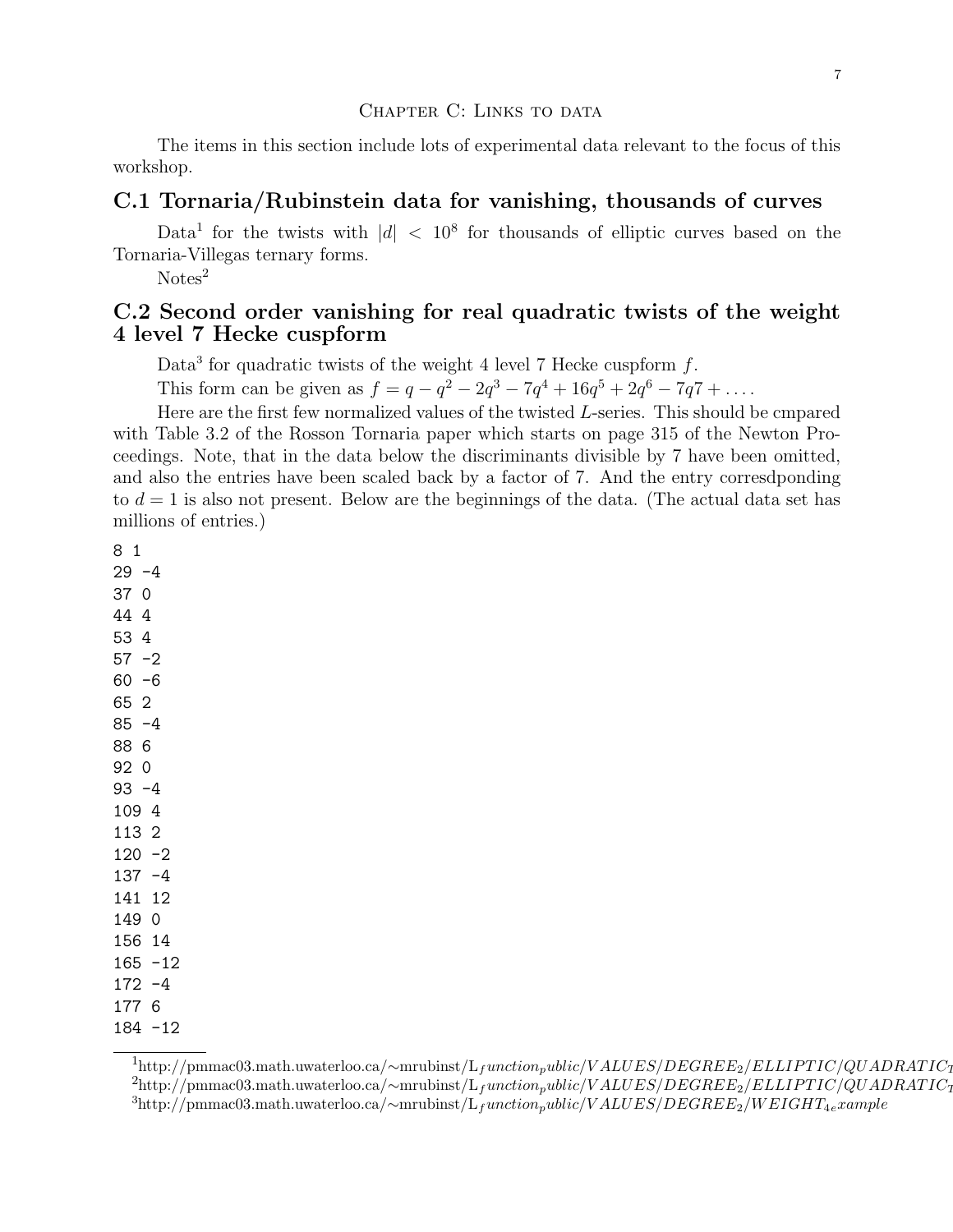## Chapter C: Links to data

The items in this section include lots of experimental data relevant to the focus of this workshop.

## C.1 Tornaria/Rubinstein data for vanishing, thousands of curves

Data[1] for the twists with $|d| < 10^8$ for thousands of elliptic curves based on the Tornaria-Villegas ternary forms.

Notes[2]

## C.2 Second order vanishing for real quadratic twists of the weight 4 level 7 Hecke cuspform

Data[3] for quadratic twists of the weight 4 level 7 Hecke cuspform $f$.

This form can be given as $f = q - q^2 - 2q^3 - 7q^4 + 16q^5 + 2q^6 - 7q7 + \dots$.

Here are the first few normalized values of the twisted $L$-series. This should be cmpared with Table 3.2 of the Rosson Tornaria paper which starts on page 315 of the Newton Proceedings. Note, that in the data below the discriminants divisible by 7 have been omitted, and also the entries have been scaled back by a factor of 7. And the entry corresdponding to $d = 1$ is also not present. Below are the beginnings of the data. (The actual data set has millions of entries.)

```
8 1
29 -4
37 0
44 4
53 4
57 -2
60 -6
65 2
85 -4
88 6
92 0
93 -4
109 4
113 2
120 -2
137 -4
141 12
149 0
156 14
165 -12
172 -4
177 6
184 -12
```

---

[1] http://pmmac03.math.uwaterloo.ca/~mrubinst/L_function_public/VALUES/DEGREE_2/ELLIPTIC/QUADRATIC_T

[2] http://pmmac03.math.uwaterloo.ca/~mrubinst/L_function_public/VALUES/DEGREE_2/ELLIPTIC/QUADRATIC_T

[3] http://pmmac03.math.uwaterloo.ca/~mrubinst/L_function_public/VALUES/DEGREE_2/WEIGHT_4_example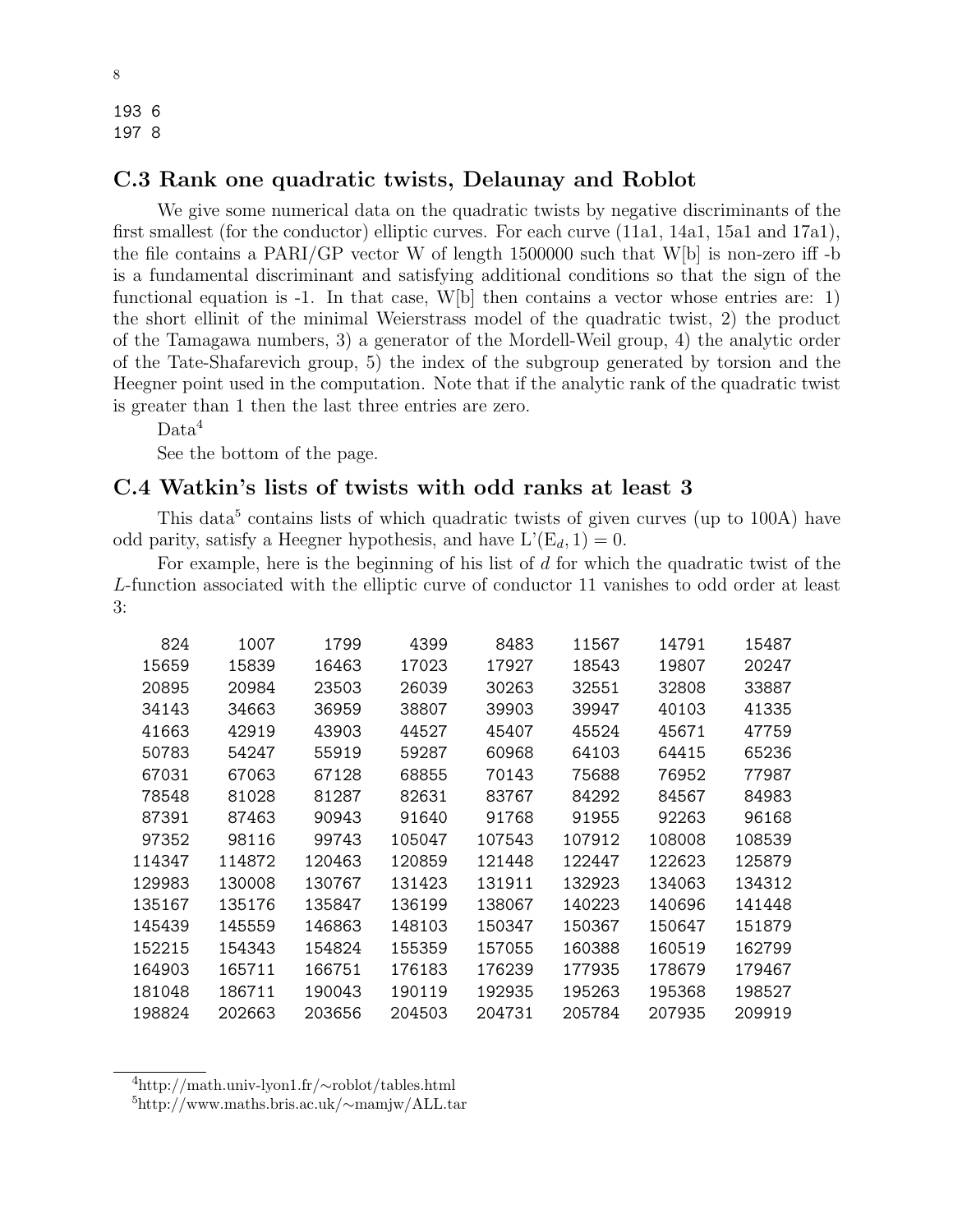```
193 6
197 8
```

### C.3 Rank one quadratic twists, Delaunay and Roblot

We give some numerical data on the quadratic twists by negative discriminants of the first smallest (for the conductor) elliptic curves. For each curve (11a1, 14a1, 15a1 and 17a1), the file contains a PARI/GP vector W of length 1500000 such that W[b] is non-zero iff -b is a fundamental discriminant and satisfying additional conditions so that the sign of the functional equation is -1. In that case, W[b] then contains a vector whose entries are: 1) the short ellinit of the minimal Weierstrass model of the quadratic twist, 2) the product of the Tamagawa numbers, 3) a generator of the Mordell-Weil group, 4) the analytic order of the Tate-Shafarevich group, 5) the index of the subgroup generated by torsion and the Heegner point used in the computation. Note that if the analytic rank of the quadratic twist is greater than 1 then the last three entries are zero.

Data[4]

See the bottom of the page.

### C.4 Watkin's lists of twists with odd ranks at least 3

This data[5] contains lists of which quadratic twists of given curves (up to 100A) have odd parity, satisfy a Heegner hypothesis, and have $L'(E_d, 1) = 0$.

For example, here is the beginning of his list of $d$ for which the quadratic twist of the $L$-function associated with the elliptic curve of conductor 11 vanishes to odd order at least 3:

```
   824    1007    1799    4399    8483   11567   14791   15487
 15659   15839   16463   17023   17927   18543   19807   20247
 20895   20984   23503   26039   30263   32551   32808   33887
 34143   34663   36959   38807   39903   39947   40103   41335
 41663   42919   43903   44527   45407   45524   45671   47759
 50783   54247   55919   59287   60968   64103   64415   65236
 67031   67063   67128   68855   70143   75688   76952   77987
 78548   81028   81287   82631   83767   84292   84567   84983
 87391   87463   90943   91640   91768   91955   92263   96168
 97352   98116   99743  105047  107543  107912  108008  108539
114347  114872  120463  120859  121448  122447  122623  125879
129983  130008  130767  131423  131911  132923  134063  134312
135167  135176  135847  136199  138067  140223  140696  141448
145439  145559  146863  148103  150347  150367  150647  151879
152215  154343  154824  155359  157055  160388  160519  162799
164903  165711  166751  176183  176239  177935  178679  179467
181048  186711  190043  190119  192935  195263  195368  198527
198824  202663  203656  204503  204731  205784  207935  209919
```

[4] http://math.univ-lyon1.fr/~roblot/tables.html

[5] http://www.maths.bris.ac.uk/~mamjw/ALL.tar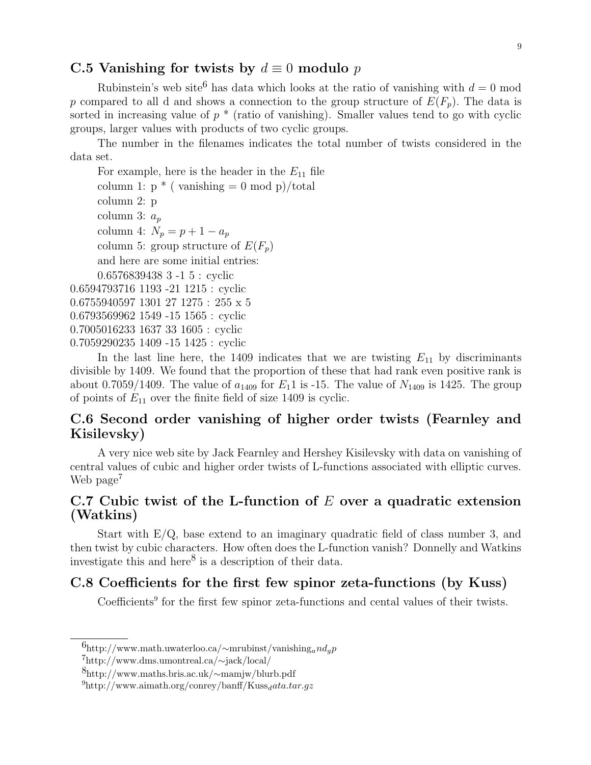## C.5 Vanishing for twists by $d \equiv 0$ modulo $p$

Rubinstein's web site[6] has data which looks at the ratio of vanishing with $d = 0$ mod $p$ compared to all d and shows a connection to the group structure of $E(F_p)$. The data is sorted in increasing value of $p$ * (ratio of vanishing). Smaller values tend to go with cyclic groups, larger values with products of two cyclic groups.

The number in the filenames indicates the total number of twists considered in the data set.

For example, here is the header in the $E_{11}$ file

column 1: p * ( vanishing = 0 mod p)/total

column 2: p

column 3: $a_p$

column 4: $N_p = p + 1 - a_p$

column 5: group structure of $E(F_p)$

and here are some initial entries:

0.6576839438 3 -1 5 : cyclic
0.6594793716 1193 -21 1215 : cyclic
0.6755940597 1301 27 1275 : 255 x 5
0.6793569962 1549 -15 1565 : cyclic
0.7005016233 1637 33 1605 : cyclic
0.7059290235 1409 -15 1425 : cyclic

In the last line here, the 1409 indicates that we are twisting $E_{11}$ by discriminants divisible by 1409. We found that the proportion of these that had rank even positive rank is about 0.7059/1409. The value of $a_{1409}$ for $E_11$ is -15. The value of $N_{1409}$ is 1425. The group of points of $E_{11}$ over the finite field of size 1409 is cyclic.

## C.6 Second order vanishing of higher order twists (Fearnley and Kisilevsky)

A very nice web site by Jack Fearnley and Hershey Kisilevsky with data on vanishing of central values of cubic and higher order twists of L-functions associated with elliptic curves. Web page[7]

## C.7 Cubic twist of the L-function of $E$ over a quadratic extension (Watkins)

Start with E/Q, base extend to an imaginary quadratic field of class number 3, and then twist by cubic characters. How often does the L-function vanish? Donnelly and Watkins investigate this and here[8] is a description of their data.

## C.8 Coefficients for the first few spinor zeta-functions (by Kuss)

Coefficients[9] for the first few spinor zeta-functions and cental values of their twists.

---

[6] http://www.math.uwaterloo.ca/∼mrubinst/vanishing$_and_gp$

[7] http://www.dms.umontreal.ca/∼jack/local/

[8] http://www.maths.bris.ac.uk/∼mamjw/blurb.pdf

[9] http://www.aimath.org/conrey/banff/Kuss$_data.tar.gz$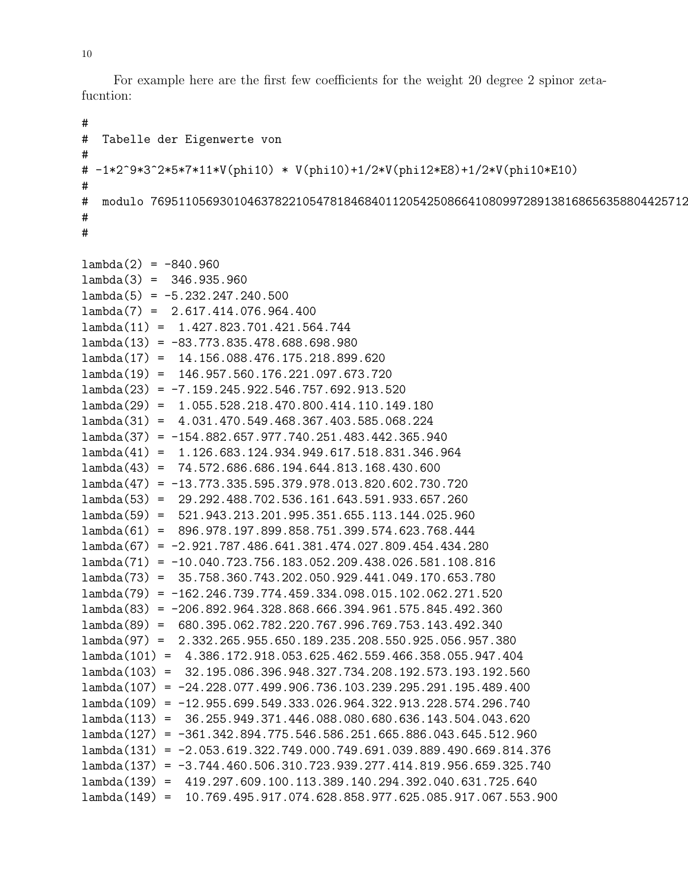For example here are the first few coefficients for the weight 20 degree 2 spinor zeta-fucntion:

```
#
#  Tabelle der Eigenwerte von
#
# -1*2^9*3^2*5*7*11*V(phi10) * V(phi10)+1/2*V(phi12*E8)+1/2*V(phi10*E10)
#
#  modulo 769511056930104637822105478184684011205425086641080997289138168656358804425712
#
#

lambda(2) = -840.960
lambda(3) =  346.935.960
lambda(5) = -5.232.247.240.500
lambda(7) =  2.617.414.076.964.400
lambda(11) =  1.427.823.701.421.564.744
lambda(13) = -83.773.835.478.688.698.980
lambda(17) =  14.156.088.476.175.218.899.620
lambda(19) =  146.957.560.176.221.097.673.720
lambda(23) = -7.159.245.922.546.757.692.913.520
lambda(29) =  1.055.528.218.470.800.414.110.149.180
lambda(31) =  4.031.470.549.468.367.403.585.068.224
lambda(37) = -154.882.657.977.740.251.483.442.365.940
lambda(41) =  1.126.683.124.934.949.617.518.831.346.964
lambda(43) =  74.572.686.686.194.644.813.168.430.600
lambda(47) = -13.773.335.595.379.978.013.820.602.730.720
lambda(53) =  29.292.488.702.536.161.643.591.933.657.260
lambda(59) =  521.943.213.201.995.351.655.113.144.025.960
lambda(61) =  896.978.197.899.858.751.399.574.623.768.444
lambda(67) = -2.921.787.486.641.381.474.027.809.454.434.280
lambda(71) = -10.040.723.756.183.052.209.438.026.581.108.816
lambda(73) =  35.758.360.743.202.050.929.441.049.170.653.780
lambda(79) = -162.246.739.774.459.334.098.015.102.062.271.520
lambda(83) = -206.892.964.328.868.666.394.961.575.845.492.360
lambda(89) =  680.395.062.782.220.767.996.769.753.143.492.340
lambda(97) =  2.332.265.955.650.189.235.208.550.925.056.957.380
lambda(101) =  4.386.172.918.053.625.462.559.466.358.055.947.404
lambda(103) =  32.195.086.396.948.327.734.208.192.573.193.192.560
lambda(107) = -24.228.077.499.906.736.103.239.295.291.195.489.400
lambda(109) = -12.955.699.549.333.026.964.322.913.228.574.296.740
lambda(113) =  36.255.949.371.446.088.080.680.636.143.504.043.620
lambda(127) = -361.342.894.775.546.586.251.665.886.043.645.512.960
lambda(131) = -2.053.619.322.749.000.749.691.039.889.490.669.814.376
lambda(137) = -3.744.460.506.310.723.939.277.414.819.956.659.325.740
lambda(139) =  419.297.609.100.113.389.140.294.392.040.631.725.640
lambda(149) =  10.769.495.917.074.628.858.977.625.085.917.067.553.900
```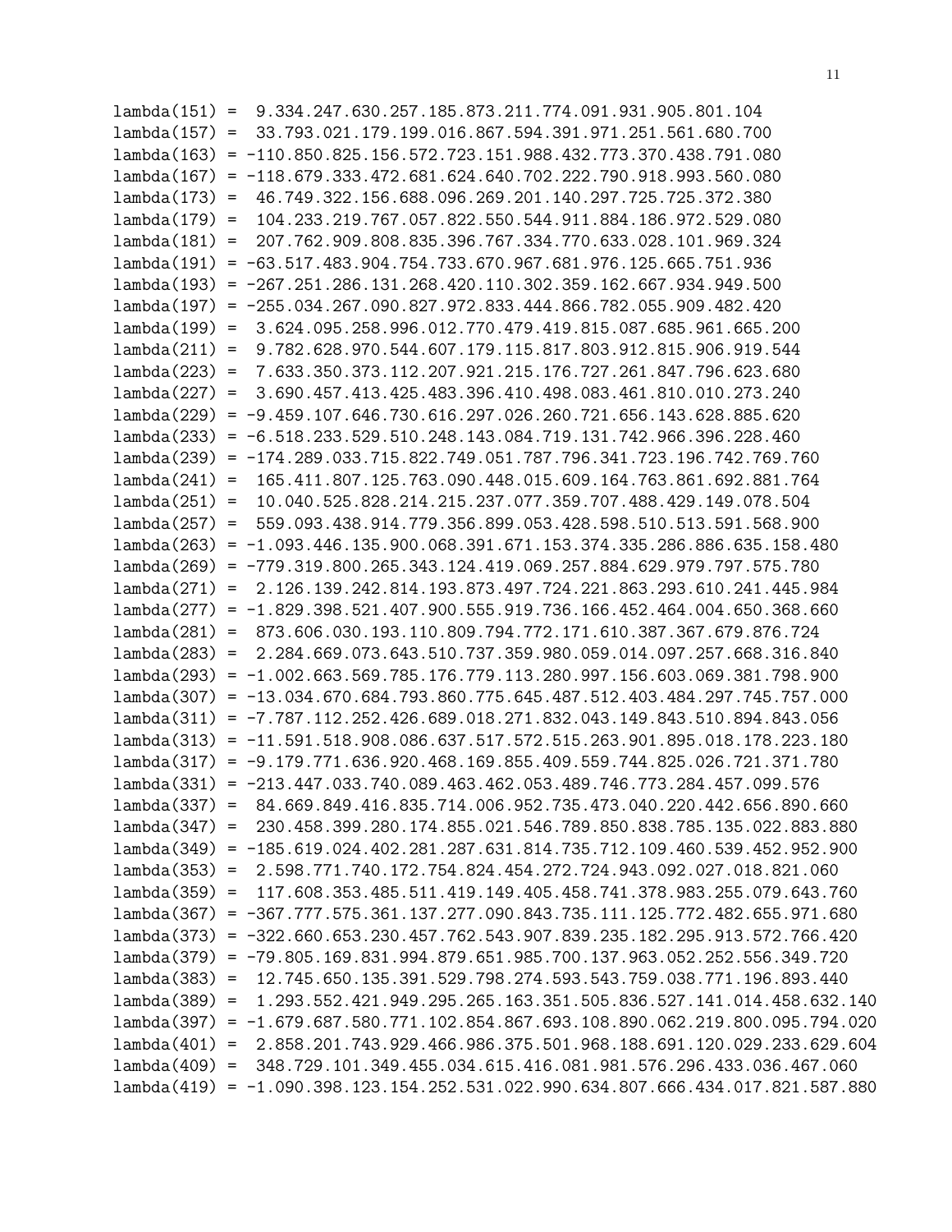```
lambda(151) =  9.334.247.630.257.185.873.211.774.091.931.905.801.104
lambda(157) =  33.793.021.179.199.016.867.594.391.971.251.561.680.700
lambda(163) = -110.850.825.156.572.723.151.988.432.773.370.438.791.080
lambda(167) = -118.679.333.472.681.624.640.702.222.790.918.993.560.080
lambda(173) =  46.749.322.156.688.096.269.201.140.297.725.725.372.380
lambda(179) =  104.233.219.767.057.822.550.544.911.884.186.972.529.080
lambda(181) =  207.762.909.808.835.396.767.334.770.633.028.101.969.324
lambda(191) = -63.517.483.904.754.733.670.967.681.976.125.665.751.936
lambda(193) = -267.251.286.131.268.420.110.302.359.162.667.934.949.500
lambda(197) = -255.034.267.090.827.972.833.444.866.782.055.909.482.420
lambda(199) =  3.624.095.258.996.012.770.479.419.815.087.685.961.665.200
lambda(211) =  9.782.628.970.544.607.179.115.817.803.912.815.906.919.544
lambda(223) =  7.633.350.373.112.207.921.215.176.727.261.847.796.623.680
lambda(227) =  3.690.457.413.425.483.396.410.498.083.461.810.010.273.240
lambda(229) = -9.459.107.646.730.616.297.026.260.721.656.143.628.885.620
lambda(233) = -6.518.233.529.510.248.143.084.719.131.742.966.396.228.460
lambda(239) = -174.289.033.715.822.749.051.787.796.341.723.196.742.769.760
lambda(241) =  165.411.807.125.763.090.448.015.609.164.763.861.692.881.764
lambda(251) =  10.040.525.828.214.215.237.077.359.707.488.429.149.078.504
lambda(257) =  559.093.438.914.779.356.899.053.428.598.510.513.591.568.900
lambda(263) = -1.093.446.135.900.068.391.671.153.374.335.286.886.635.158.480
lambda(269) = -779.319.800.265.343.124.419.069.257.884.629.979.797.575.780
lambda(271) =  2.126.139.242.814.193.873.497.724.221.863.293.610.241.445.984
lambda(277) = -1.829.398.521.407.900.555.919.736.166.452.464.004.650.368.660
lambda(281) =  873.606.030.193.110.809.794.772.171.610.387.367.679.876.724
lambda(283) =  2.284.669.073.643.510.737.359.980.059.014.097.257.668.316.840
lambda(293) = -1.002.663.569.785.176.779.113.280.997.156.603.069.381.798.900
lambda(307) = -13.034.670.684.793.860.775.645.487.512.403.484.297.745.757.000
lambda(311) = -7.787.112.252.426.689.018.271.832.043.149.843.510.894.843.056
lambda(313) = -11.591.518.908.086.637.517.572.515.263.901.895.018.178.223.180
lambda(317) = -9.179.771.636.920.468.169.855.409.559.744.825.026.721.371.780
lambda(331) = -213.447.033.740.089.463.462.053.489.746.773.284.457.099.576
lambda(337) =  84.669.849.416.835.714.006.952.735.473.040.220.442.656.890.660
lambda(347) =  230.458.399.280.174.855.021.546.789.850.838.785.135.022.883.880
lambda(349) = -185.619.024.402.281.287.631.814.735.712.109.460.539.452.952.900
lambda(353) =  2.598.771.740.172.754.824.454.272.724.943.092.027.018.821.060
lambda(359) =  117.608.353.485.511.419.149.405.458.741.378.983.255.079.643.760
lambda(367) = -367.777.575.361.137.277.090.843.735.111.125.772.482.655.971.680
lambda(373) = -322.660.653.230.457.762.543.907.839.235.182.295.913.572.766.420
lambda(379) = -79.805.169.831.994.879.651.985.700.137.963.052.252.556.349.720
lambda(383) =  12.745.650.135.391.529.798.274.593.543.759.038.771.196.893.440
lambda(389) =  1.293.552.421.949.295.265.163.351.505.836.527.141.014.458.632.140
lambda(397) = -1.679.687.580.771.102.854.867.693.108.890.062.219.800.095.794.020
lambda(401) =  2.858.201.743.929.466.986.375.501.968.188.691.120.029.233.629.604
lambda(409) =  348.729.101.349.455.034.615.416.081.981.576.296.433.036.467.060
lambda(419) = -1.090.398.123.154.252.531.022.990.634.807.666.434.017.821.587.880
```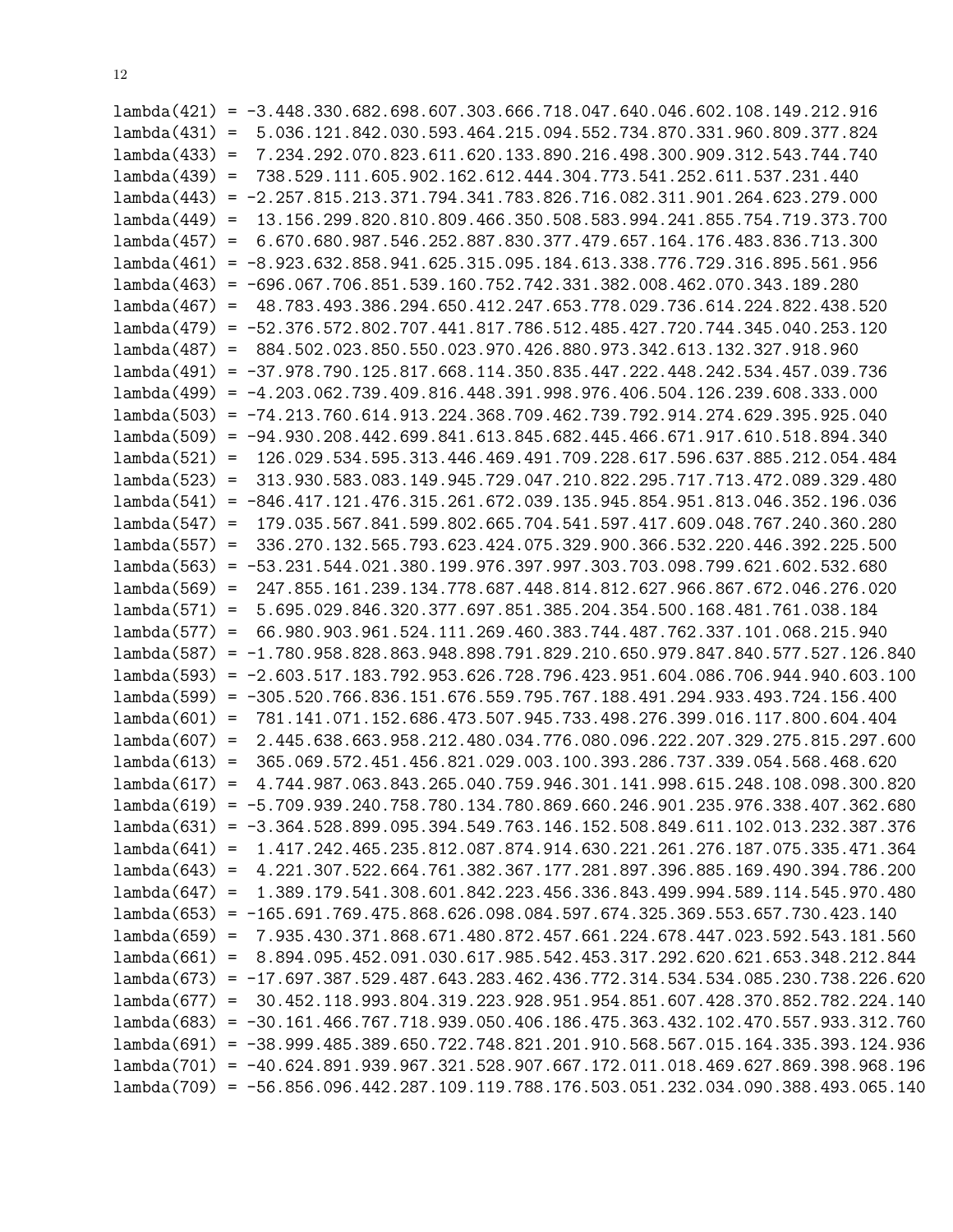```
lambda(421) = -3.448.330.682.698.607.303.666.718.047.640.046.602.108.149.212.916
lambda(431) =  5.036.121.842.030.593.464.215.094.552.734.870.331.960.809.377.824
lambda(433) =  7.234.292.070.823.611.620.133.890.216.498.300.909.312.543.744.740
lambda(439) =  738.529.111.605.902.162.612.444.304.773.541.252.611.537.231.440
lambda(443) = -2.257.815.213.371.794.341.783.826.716.082.311.901.264.623.279.000
lambda(449) =  13.156.299.820.810.809.466.350.508.583.994.241.855.754.719.373.700
lambda(457) =  6.670.680.987.546.252.887.830.377.479.657.164.176.483.836.713.300
lambda(461) = -8.923.632.858.941.625.315.095.184.613.338.776.729.316.895.561.956
lambda(463) = -696.067.706.851.539.160.752.742.331.382.008.462.070.343.189.280
lambda(467) =  48.783.493.386.294.650.412.247.653.778.029.736.614.224.822.438.520
lambda(479) = -52.376.572.802.707.441.817.786.512.485.427.720.744.345.040.253.120
lambda(487) =  884.502.023.850.550.023.970.426.880.973.342.613.132.327.918.960
lambda(491) = -37.978.790.125.817.668.114.350.835.447.222.448.242.534.457.039.736
lambda(499) = -4.203.062.739.409.816.448.391.998.976.406.504.126.239.608.333.000
lambda(503) = -74.213.760.614.913.224.368.709.462.739.792.914.274.629.395.925.040
lambda(509) = -94.930.208.442.699.841.613.845.682.445.466.671.917.610.518.894.340
lambda(521) =  126.029.534.595.313.446.469.491.709.228.617.596.637.885.212.054.484
lambda(523) =  313.930.583.083.149.945.729.047.210.822.295.717.713.472.089.329.480
lambda(541) = -846.417.121.476.315.261.672.039.135.945.854.951.813.046.352.196.036
lambda(547) =  179.035.567.841.599.802.665.704.541.597.417.609.048.767.240.360.280
lambda(557) =  336.270.132.565.793.623.424.075.329.900.366.532.220.446.392.225.500
lambda(563) = -53.231.544.021.380.199.976.397.997.303.703.098.799.621.602.532.680
lambda(569) =  247.855.161.239.134.778.687.448.814.812.627.966.867.672.046.276.020
lambda(571) =  5.695.029.846.320.377.697.851.385.204.354.500.168.481.761.038.184
lambda(577) =  66.980.903.961.524.111.269.460.383.744.487.762.337.101.068.215.940
lambda(587) = -1.780.958.828.863.948.898.791.829.210.650.979.847.840.577.527.126.840
lambda(593) = -2.603.517.183.792.953.626.728.796.423.951.604.086.706.944.940.603.100
lambda(599) = -305.520.766.836.151.676.559.795.767.188.491.294.933.493.724.156.400
lambda(601) =  781.141.071.152.686.473.507.945.733.498.276.399.016.117.800.604.404
lambda(607) =  2.445.638.663.958.212.480.034.776.080.096.222.207.329.275.815.297.600
lambda(613) =  365.069.572.451.456.821.029.003.100.393.286.737.339.054.568.468.620
lambda(617) =  4.744.987.063.843.265.040.759.946.301.141.998.615.248.108.098.300.820
lambda(619) = -5.709.939.240.758.780.134.780.869.660.246.901.235.976.338.407.362.680
lambda(631) = -3.364.528.899.095.394.549.763.146.152.508.849.611.102.013.232.387.376
lambda(641) =  1.417.242.465.235.812.087.874.914.630.221.261.276.187.075.335.471.364
lambda(643) =  4.221.307.522.664.761.382.367.177.281.897.396.885.169.490.394.786.200
lambda(647) =  1.389.179.541.308.601.842.223.456.336.843.499.994.589.114.545.970.480
lambda(653) = -165.691.769.475.868.626.098.084.597.674.325.369.553.657.730.423.140
lambda(659) =  7.935.430.371.868.671.480.872.457.661.224.678.447.023.592.543.181.560
lambda(661) =  8.894.095.452.091.030.617.985.542.453.317.292.620.621.653.348.212.844
lambda(673) = -17.697.387.529.487.643.283.462.436.772.314.534.534.085.230.738.226.620
lambda(677) =  30.452.118.993.804.319.223.928.951.954.851.607.428.370.852.782.224.140
lambda(683) = -30.161.466.767.718.939.050.406.186.475.363.432.102.470.557.933.312.760
lambda(691) = -38.999.485.389.650.722.748.821.201.910.568.567.015.164.335.393.124.936
lambda(701) = -40.624.891.939.967.321.528.907.667.172.011.018.469.627.869.398.968.196
lambda(709) = -56.856.096.442.287.109.119.788.176.503.051.232.034.090.388.493.065.140
```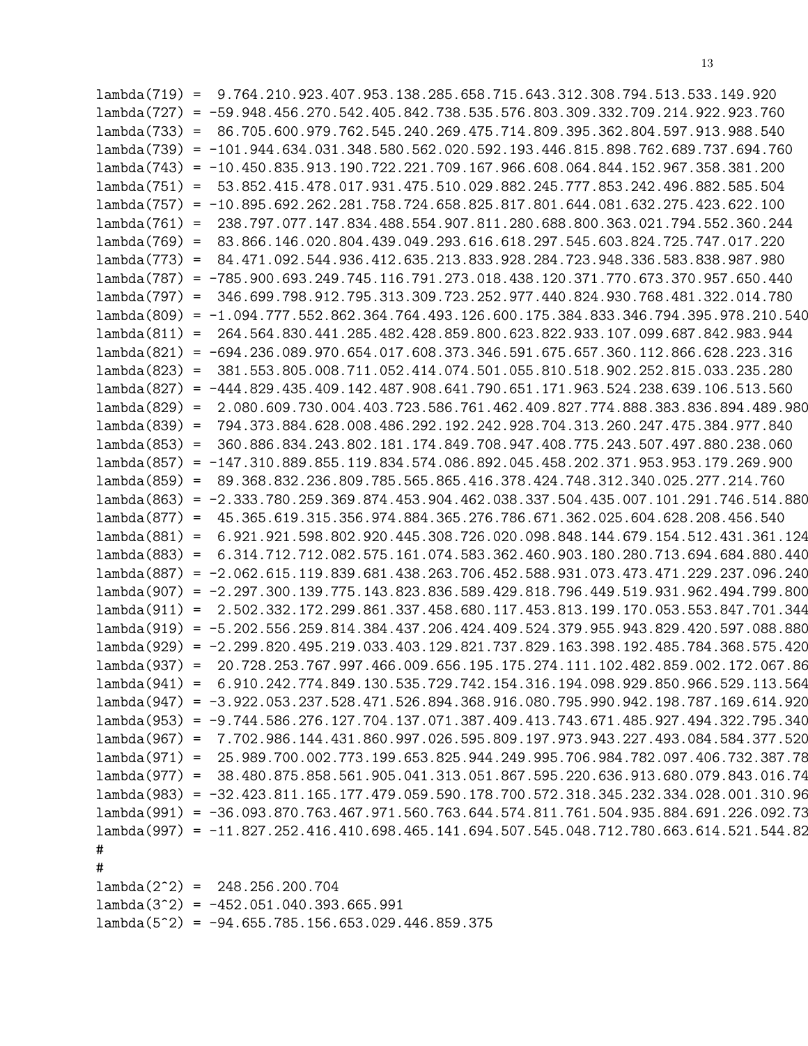```
lambda(719) =  9.764.210.923.407.953.138.285.658.715.643.312.308.794.513.533.149.920
lambda(727) = -59.948.456.270.542.405.842.738.535.576.803.309.332.709.214.922.923.760
lambda(733) =  86.705.600.979.762.545.240.269.475.714.809.395.362.804.597.913.988.540
lambda(739) = -101.944.634.031.348.580.562.020.592.193.446.815.898.762.689.737.694.760
lambda(743) = -10.450.835.913.190.722.221.709.167.966.608.064.844.152.967.358.381.200
lambda(751) =  53.852.415.478.017.931.475.510.029.882.245.777.853.242.496.882.585.504
lambda(757) = -10.895.692.262.281.758.724.658.825.817.801.644.081.632.275.423.622.100
lambda(761) =  238.797.077.147.834.488.554.907.811.280.688.800.363.021.794.552.360.244
lambda(769) =  83.866.146.020.804.439.049.293.616.618.297.545.603.824.725.747.017.220
lambda(773) =  84.471.092.544.936.412.635.213.833.928.284.723.948.336.583.838.987.980
lambda(787) = -785.900.693.249.745.116.791.273.018.438.120.371.770.673.370.957.650.440
lambda(797) =  346.699.798.912.795.313.309.723.252.977.440.824.930.768.481.322.014.780
lambda(809) = -1.094.777.552.862.364.764.493.126.600.175.384.833.346.794.395.978.210.540
lambda(811) =  264.564.830.441.285.482.428.859.800.623.822.933.107.099.687.842.983.944
lambda(821) = -694.236.089.970.654.017.608.373.346.591.675.657.360.112.866.628.223.316
lambda(823) =  381.553.805.008.711.052.414.074.501.055.810.518.902.252.815.033.235.280
lambda(827) = -444.829.435.409.142.487.908.641.790.651.171.963.524.238.639.106.513.560
lambda(829) =  2.080.609.730.004.403.723.586.761.462.409.827.774.888.383.836.894.489.980
lambda(839) =  794.373.884.628.008.486.292.192.242.928.704.313.260.247.475.384.977.840
lambda(853) =  360.886.834.243.802.181.174.849.708.947.408.775.243.507.497.880.238.060
lambda(857) = -147.310.889.855.119.834.574.086.892.045.458.202.371.953.953.179.269.900
lambda(859) =  89.368.832.236.809.785.565.865.416.378.424.748.312.340.025.277.214.760
lambda(863) = -2.333.780.259.369.874.453.904.462.038.337.504.435.007.101.291.746.514.880
lambda(877) =  45.365.619.315.356.974.884.365.276.786.671.362.025.604.628.208.456.540
lambda(881) =  6.921.921.598.802.920.445.308.726.020.098.848.144.679.154.512.431.361.124
lambda(883) =  6.314.712.712.082.575.161.074.583.362.460.903.180.280.713.694.684.880.440
lambda(887) = -2.062.615.119.839.681.438.263.706.452.588.931.073.473.471.229.237.096.240
lambda(907) = -2.297.300.139.775.143.823.836.589.429.818.796.449.519.931.962.494.799.800
lambda(911) =  2.502.332.172.299.861.337.458.680.117.453.813.199.170.053.553.847.701.344
lambda(919) = -5.202.556.259.814.384.437.206.424.409.524.379.955.943.829.420.597.088.880
lambda(929) = -2.299.820.495.219.033.403.129.821.737.829.163.398.192.485.784.368.575.420
lambda(937) =  20.728.253.767.997.466.009.656.195.175.274.111.102.482.859.002.172.067.86
lambda(941) =  6.910.242.774.849.130.535.729.742.154.316.194.098.929.850.966.529.113.564
lambda(947) = -3.922.053.237.528.471.526.894.368.916.080.795.990.942.198.787.169.614.920
lambda(953) = -9.744.586.276.127.704.137.071.387.409.413.743.671.485.927.494.322.795.340
lambda(967) =  7.702.986.144.431.860.997.026.595.809.197.973.943.227.493.084.584.377.520
lambda(971) =  25.989.700.002.773.199.653.825.944.249.995.706.984.782.097.406.732.387.78
lambda(977) =  38.480.875.858.561.905.041.313.051.867.595.220.636.913.680.079.843.016.74
lambda(983) = -32.423.811.165.177.479.059.590.178.700.572.318.345.232.334.028.001.310.96
lambda(991) = -36.093.870.763.467.971.560.763.644.574.811.761.504.935.884.691.226.092.73
lambda(997) = -11.827.252.416.410.698.465.141.694.507.545.048.712.780.663.614.521.544.82
#
#
lambda(2^2) =  248.256.200.704
lambda(3^2) = -452.051.040.393.665.991
lambda(5^2) = -94.655.785.156.653.029.446.859.375
```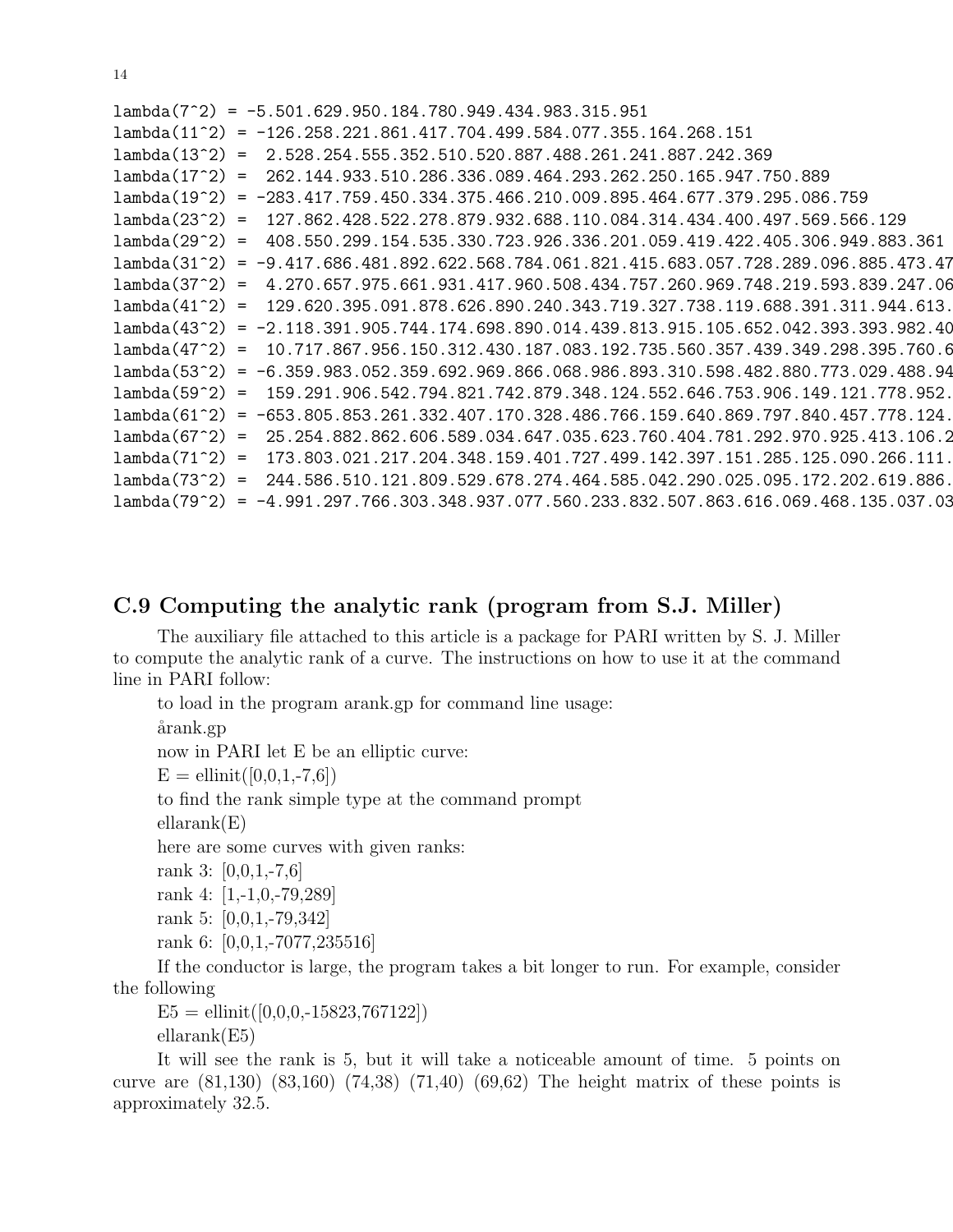```
lambda(7^2) = -5.501.629.950.184.780.949.434.983.315.951
lambda(11^2) = -126.258.221.861.417.704.499.584.077.355.164.268.151
lambda(13^2) =  2.528.254.555.352.510.520.887.488.261.241.887.242.369
lambda(17^2) =  262.144.933.510.286.336.089.464.293.262.250.165.947.750.889
lambda(19^2) = -283.417.759.450.334.375.466.210.009.895.464.677.379.295.086.759
lambda(23^2) =  127.862.428.522.278.879.932.688.110.084.314.434.400.497.569.566.129
lambda(29^2) =  408.550.299.154.535.330.723.926.336.201.059.419.422.405.306.949.883.361
lambda(31^2) = -9.417.686.481.892.622.568.784.061.821.415.683.057.728.289.096.885.473.47
lambda(37^2) =  4.270.657.975.661.931.417.960.508.434.757.260.969.748.219.593.839.247.06
lambda(41^2) =  129.620.395.091.878.626.890.240.343.719.327.738.119.688.391.311.944.613.
lambda(43^2) = -2.118.391.905.744.174.698.890.014.439.813.915.105.652.042.393.393.982.40
lambda(47^2) =  10.717.867.956.150.312.430.187.083.192.735.560.357.439.349.298.395.760.6
lambda(53^2) = -6.359.983.052.359.692.969.866.068.986.893.310.598.482.880.773.029.488.94
lambda(59^2) =  159.291.906.542.794.821.742.879.348.124.552.646.753.906.149.121.778.952.
lambda(61^2) = -653.805.853.261.332.407.170.328.486.766.159.640.869.797.840.457.778.124.
lambda(67^2) =  25.254.882.862.606.589.034.647.035.623.760.404.781.292.970.925.413.106.2
lambda(71^2) =  173.803.021.217.204.348.159.401.727.499.142.397.151.285.125.090.266.111.
lambda(73^2) =  244.586.510.121.809.529.678.274.464.585.042.290.025.095.172.202.619.886.
lambda(79^2) = -4.991.297.766.303.348.937.077.560.233.832.507.863.616.069.468.135.037.03
```

## C.9 Computing the analytic rank (program from S.J. Miller)

The auxiliary file attached to this article is a package for PARI written by S. J. Miller to compute the analytic rank of a curve. The instructions on how to use it at the command line in PARI follow:

to load in the program arank.gp for command line usage:

årank.gp

now in PARI let E be an elliptic curve:

E = ellinit([0,0,1,-7,6])

to find the rank simple type at the command prompt

ellarank(E)

here are some curves with given ranks:

rank 3: [0,0,1,-7,6]

rank 4: [1,-1,0,-79,289]

rank 5: [0,0,1,-79,342]

rank 6: [0,0,1,-7077,235516]

If the conductor is large, the program takes a bit longer to run. For example, consider the following

E5 = ellinit([0,0,0,-15823,767122])

ellarank(E5)

It will see the rank is 5, but it will take a noticeable amount of time. 5 points on curve are (81,130) (83,160) (74,38) (71,40) (69,62) The height matrix of these points is approximately 32.5.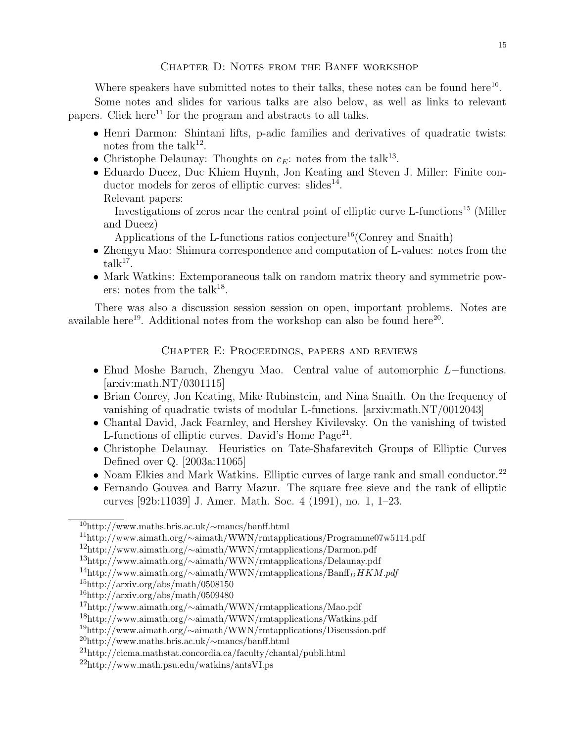## Chapter D: Notes from the Banff workshop

Where speakers have submitted notes to their talks, these notes can be found here[10].

Some notes and slides for various talks are also below, as well as links to relevant papers. Click here[11] for the program and abstracts to all talks.

- Henri Darmon: Shintani lifts, p-adic families and derivatives of quadratic twists: notes from the talk[12].
- Christophe Delaunay: Thoughts on $c_E$: notes from the talk[13].
- Eduardo Dueez, Duc Khiem Huynh, Jon Keating and Steven J. Miller: Finite conductor models for zeros of elliptic curves: slides[14].
  Relevant papers:
  Investigations of zeros near the central point of elliptic curve L-functions[15] (Miller and Dueez)
  Applications of the L-functions ratios conjecture[16] (Conrey and Snaith)
- Zhengyu Mao: Shimura correspondence and computation of L-values: notes from the talk[17].
- Mark Watkins: Extemporaneous talk on random matrix theory and symmetric powers: notes from the talk[18].

There was also a discussion session session on open, important problems. Notes are available here[19]. Additional notes from the workshop can also be found here[20].

## Chapter E: Proceedings, papers and reviews

- Ehud Moshe Baruch, Zhengyu Mao. Central value of automorphic $L-$functions. [arxiv:math.NT/0301115]
- Brian Conrey, Jon Keating, Mike Rubinstein, and Nina Snaith. On the frequency of vanishing of quadratic twists of modular L-functions. [arxiv:math.NT/0012043]
- Chantal David, Jack Fearnley, and Hershey Kivilevsky. On the vanishing of twisted L-functions of elliptic curves. David's Home Page[21].
- Christophe Delaunay. Heuristics on Tate-Shafarevitch Groups of Elliptic Curves Defined over Q. [2003a:11065]
- Noam Elkies and Mark Watkins. Elliptic curves of large rank and small conductor.[22]
- Fernando Gouvea and Barry Mazur. The square free sieve and the rank of elliptic curves [92b:11039] J. Amer. Math. Soc. 4 (1991), no. 1, 1–23.

---

[10] http://www.maths.bris.ac.uk/~mancs/banff.html
[11] http://www.aimath.org/~aimath/WWN/rmtapplications/Programme07w5114.pdf
[12] http://www.aimath.org/~aimath/WWN/rmtapplications/Darmon.pdf
[13] http://www.aimath.org/~aimath/WWN/rmtapplications/Delaunay.pdf
[14] http://www.aimath.org/~aimath/WWN/rmtapplications/Banff$_DHKM.pdf$
[15] http://arxiv.org/abs/math/0508150
[16] http://arxiv.org/abs/math/0509480
[17] http://www.aimath.org/~aimath/WWN/rmtapplications/Mao.pdf
[18] http://www.aimath.org/~aimath/WWN/rmtapplications/Watkins.pdf
[19] http://www.aimath.org/~aimath/WWN/rmtapplications/Discussion.pdf
[20] http://www.maths.bris.ac.uk/~mancs/banff.html
[21] http://cicma.mathstat.concordia.ca/faculty/chantal/publi.html
[22] http://www.math.psu.edu/watkins/antsVI.ps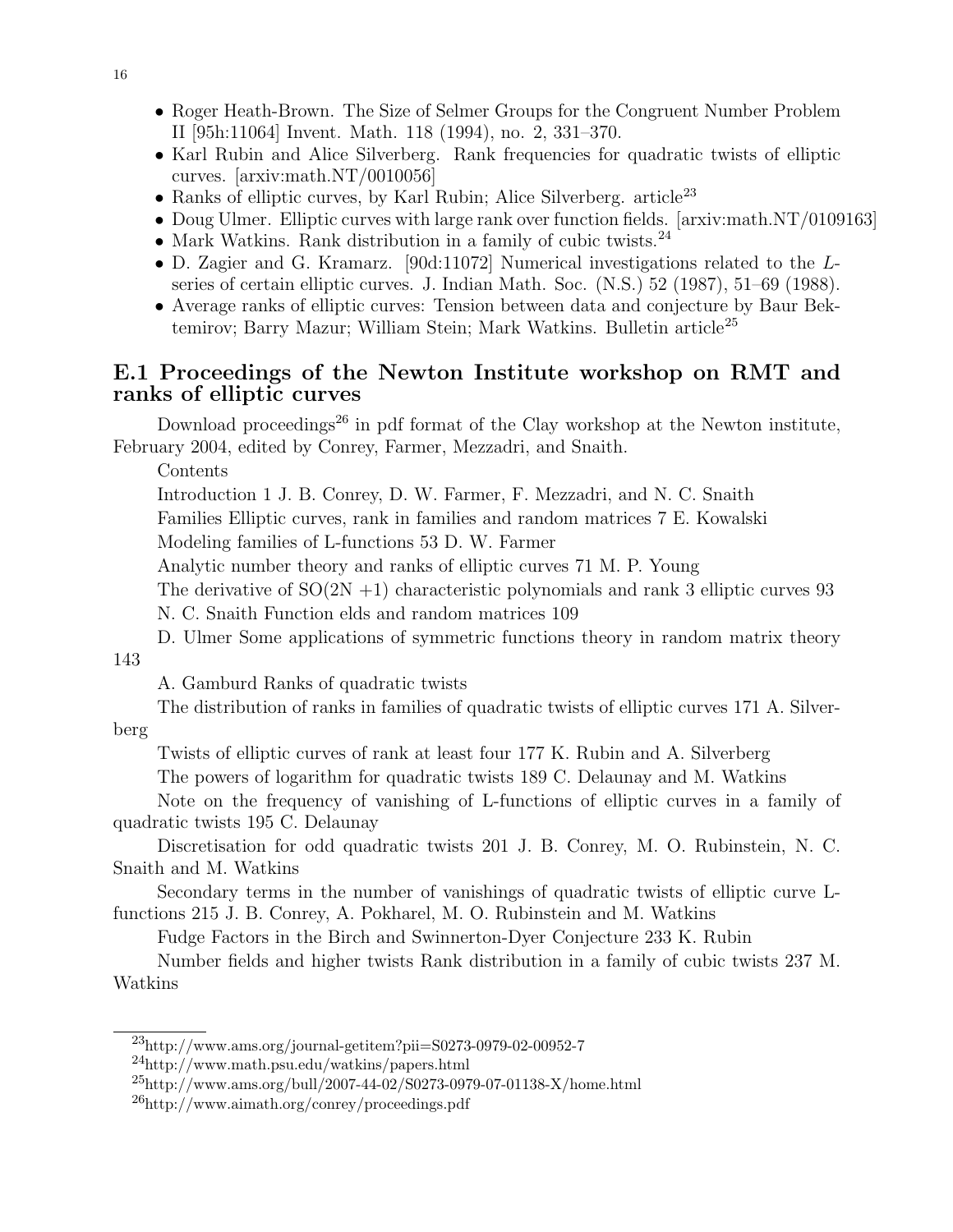- Roger Heath-Brown. The Size of Selmer Groups for the Congruent Number Problem II [95h:11064] Invent. Math. 118 (1994), no. 2, 331–370.
- Karl Rubin and Alice Silverberg. Rank frequencies for quadratic twists of elliptic curves. [arxiv:math.NT/0010056]
- Ranks of elliptic curves, by Karl Rubin; Alice Silverberg. article[23]
- Doug Ulmer. Elliptic curves with large rank over function fields. [arxiv:math.NT/0109163]
- Mark Watkins. Rank distribution in a family of cubic twists.[24]
- D. Zagier and G. Kramarz. [90d:11072] Numerical investigations related to the *L*-series of certain elliptic curves. J. Indian Math. Soc. (N.S.) 52 (1987), 51–69 (1988).
- Average ranks of elliptic curves: Tension between data and conjecture by Baur Bektemirov; Barry Mazur; William Stein; Mark Watkins. Bulletin article[25]

## E.1 Proceedings of the Newton Institute workshop on RMT and ranks of elliptic curves

Download proceedings[26] in pdf format of the Clay workshop at the Newton institute, February 2004, edited by Conrey, Farmer, Mezzadri, and Snaith.

Contents

Introduction 1 J. B. Conrey, D. W. Farmer, F. Mezzadri, and N. C. Snaith

Families Elliptic curves, rank in families and random matrices 7 E. Kowalski

Modeling families of L-functions 53 D. W. Farmer

Analytic number theory and ranks of elliptic curves 71 M. P. Young

The derivative of SO(2N +1) characteristic polynomials and rank 3 elliptic curves 93

N. C. Snaith Function elds and random matrices 109

D. Ulmer Some applications of symmetric functions theory in random matrix theory 143

A. Gamburd Ranks of quadratic twists

The distribution of ranks in families of quadratic twists of elliptic curves 171 A. Silverberg

Twists of elliptic curves of rank at least four 177 K. Rubin and A. Silverberg

The powers of logarithm for quadratic twists 189 C. Delaunay and M. Watkins

Note on the frequency of vanishing of L-functions of elliptic curves in a family of quadratic twists 195 C. Delaunay

Discretisation for odd quadratic twists 201 J. B. Conrey, M. O. Rubinstein, N. C. Snaith and M. Watkins

Secondary terms in the number of vanishings of quadratic twists of elliptic curve L-functions 215 J. B. Conrey, A. Pokharel, M. O. Rubinstein and M. Watkins

Fudge Factors in the Birch and Swinnerton-Dyer Conjecture 233 K. Rubin

Number fields and higher twists Rank distribution in a family of cubic twists 237 M. Watkins

[23] http://www.ams.org/journal-getitem?pii=S0273-0979-02-00952-7

[24] http://www.math.psu.edu/watkins/papers.html

[25] http://www.ams.org/bull/2007-44-02/S0273-0979-07-01138-X/home.html

[26] http://www.aimath.org/conrey/proceedings.pdf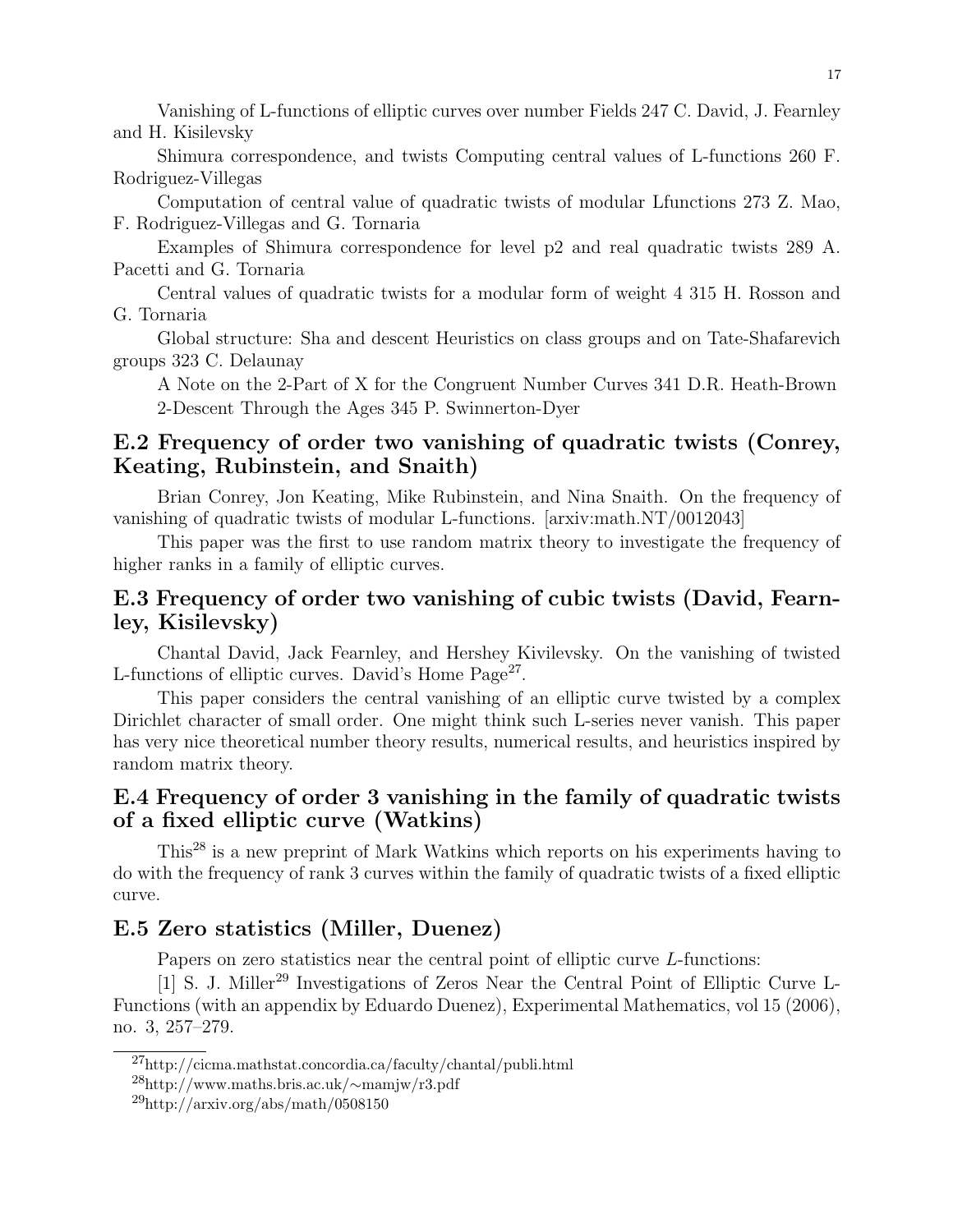Vanishing of L-functions of elliptic curves over number Fields 247 C. David, J. Fearnley and H. Kisilevsky

Shimura correspondence, and twists Computing central values of L-functions 260 F. Rodriguez-Villegas

Computation of central value of quadratic twists of modular Lfunctions 273 Z. Mao, F. Rodriguez-Villegas and G. Tornaria

Examples of Shimura correspondence for level p2 and real quadratic twists 289 A. Pacetti and G. Tornaria

Central values of quadratic twists for a modular form of weight 4 315 H. Rosson and G. Tornaria

Global structure: Sha and descent Heuristics on class groups and on Tate-Shafarevich groups 323 C. Delaunay

A Note on the 2-Part of X for the Congruent Number Curves 341 D.R. Heath-Brown

2-Descent Through the Ages 345 P. Swinnerton-Dyer

## E.2 Frequency of order two vanishing of quadratic twists (Conrey, Keating, Rubinstein, and Snaith)

Brian Conrey, Jon Keating, Mike Rubinstein, and Nina Snaith. On the frequency of vanishing of quadratic twists of modular L-functions. [arxiv:math.NT/0012043]

This paper was the first to use random matrix theory to investigate the frequency of higher ranks in a family of elliptic curves.

## E.3 Frequency of order two vanishing of cubic twists (David, Fearnley, Kisilevsky)

Chantal David, Jack Fearnley, and Hershey Kivilevsky. On the vanishing of twisted L-functions of elliptic curves. David's Home Page[27].

This paper considers the central vanishing of an elliptic curve twisted by a complex Dirichlet character of small order. One might think such L-series never vanish. This paper has very nice theoretical number theory results, numerical results, and heuristics inspired by random matrix theory.

## E.4 Frequency of order 3 vanishing in the family of quadratic twists of a fixed elliptic curve (Watkins)

This[28] is a new preprint of Mark Watkins which reports on his experiments having to do with the frequency of rank 3 curves within the family of quadratic twists of a fixed elliptic curve.

## E.5 Zero statistics (Miller, Duenez)

Papers on zero statistics near the central point of elliptic curve $L$-functions:

[1] S. J. Miller[29] Investigations of Zeros Near the Central Point of Elliptic Curve L-Functions (with an appendix by Eduardo Duenez), Experimental Mathematics, vol 15 (2006), no. 3, 257–279.

---

[27] http://cicma.mathstat.concordia.ca/faculty/chantal/publi.html

[28] http://www.maths.bris.ac.uk/∼mamjw/r3.pdf

[29] http://arxiv.org/abs/math/0508150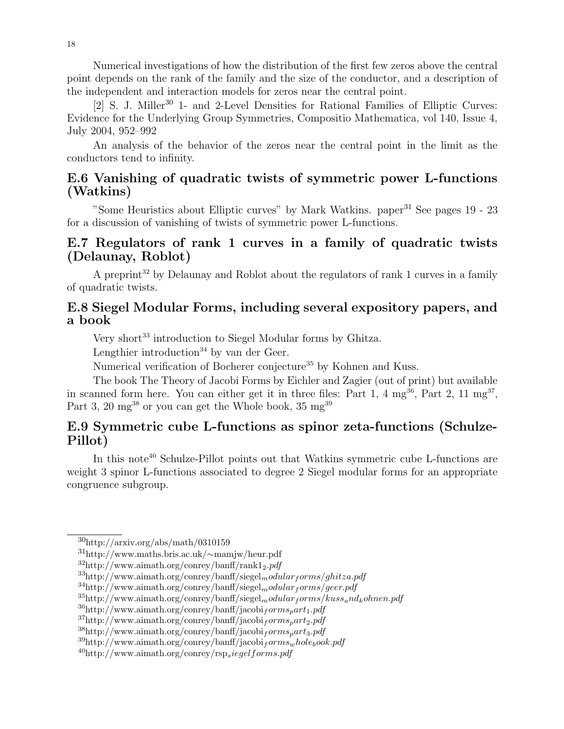Numerical investigations of how the distribution of the first few zeros above the central point depends on the rank of the family and the size of the conductor, and a description of the independent and interaction models for zeros near the central point.

[2] S. J. Miller[30] 1- and 2-Level Densities for Rational Families of Elliptic Curves: Evidence for the Underlying Group Symmetries, Compositio Mathematica, vol 140, Issue 4, July 2004, 952–992

An analysis of the behavior of the zeros near the central point in the limit as the conductors tend to infinity.

## E.6 Vanishing of quadratic twists of symmetric power L-functions (Watkins)

"Some Heuristics about Elliptic curves" by Mark Watkins. paper[31] See pages 19 - 23 for a discussion of vanishing of twists of symmetric power L-functions.

## E.7 Regulators of rank 1 curves in a family of quadratic twists (Delaunay, Roblot)

A preprint[32] by Delaunay and Roblot about the regulators of rank 1 curves in a family of quadratic twists.

## E.8 Siegel Modular Forms, including several expository papers, and a book

Very short[33] introduction to Siegel Modular forms by Ghitza.

Lengthier introduction[34] by van der Geer.

Numerical verification of Bocherer conjecture[35] by Kohnen and Kuss.

The book The Theory of Jacobi Forms by Eichler and Zagier (out of print) but available in scanned form here. You can either get it in three files: Part 1, 4 mg[36], Part 2, 11 mg[37], Part 3, 20 mg[38] or you can get the Whole book, 35 mg[39]

## E.9 Symmetric cube L-functions as spinor zeta-functions (Schulze-Pillot)

In this note[40] Schulze-Pillot points out that Watkins symmetric cube L-functions are weight 3 spinor L-functions associated to degree 2 Siegel modular forms for an appropriate congruence subgroup.

---

[30] http://arxiv.org/abs/math/0310159

[31] http://www.maths.bris.ac.uk/~mamjw/heur.pdf

[32] http://www.aimath.org/conrey/banff/rank1_2.pdf

[33] http://www.aimath.org/conrey/banff/siegel_modular_forms/ghitza.pdf

[34] http://www.aimath.org/conrey/banff/siegel_modular_forms/geer.pdf

[35] http://www.aimath.org/conrey/banff/siegel_modular_forms/kuss_and_kohnen.pdf

[36] http://www.aimath.org/conrey/banff/jacobi_forms_part_1.pdf

[37] http://www.aimath.org/conrey/banff/jacobi_forms_part_2.pdf

[38] http://www.aimath.org/conrey/banff/jacobi_forms_part_3.pdf

[39] http://www.aimath.org/conrey/banff/jacobi_forms_whole_book.pdf

[40] http://www.aimath.org/conrey/rsp_siegelforms.pdf